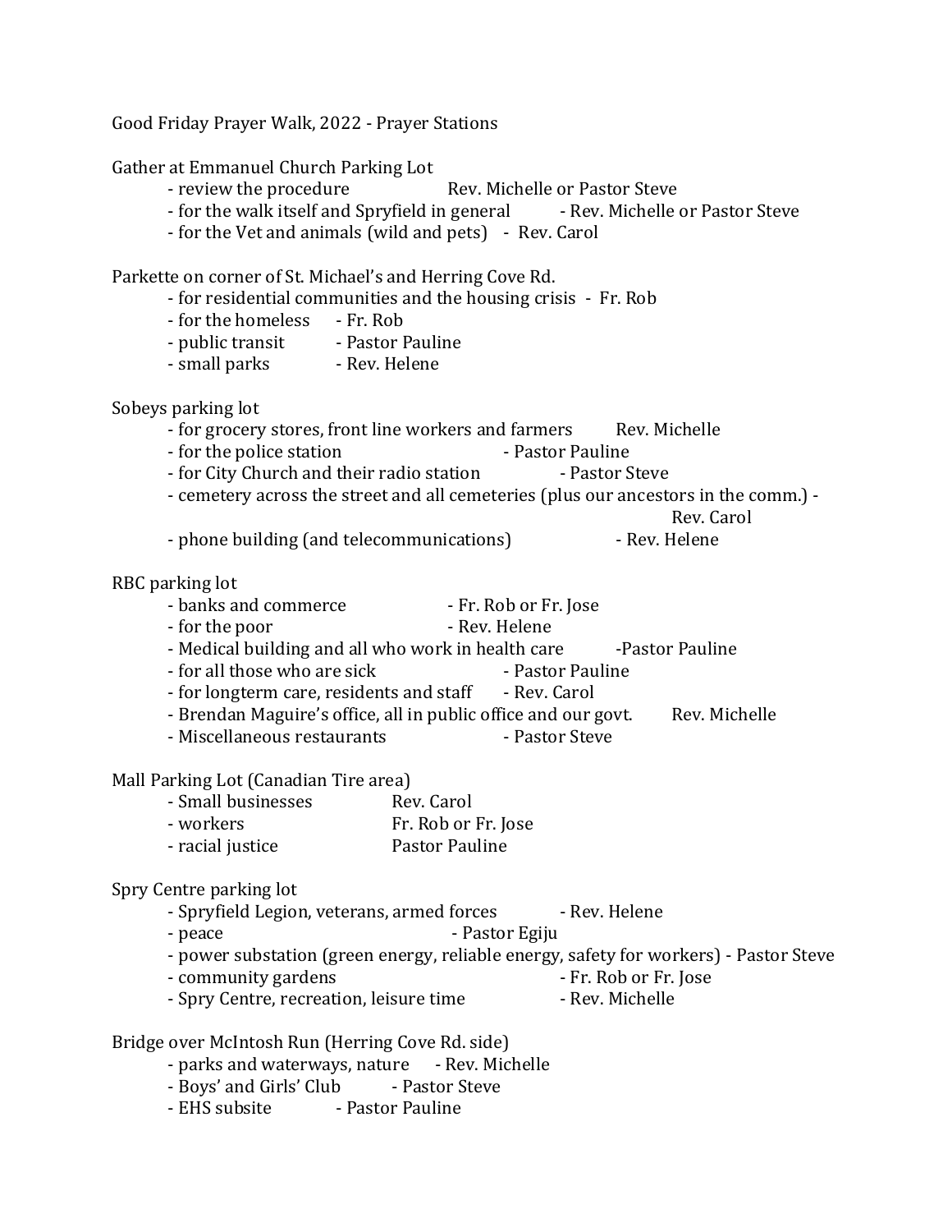Good Friday Prayer Walk, 2022 - Prayer Stations

Gather at Emmanuel Church Parking Lot

- review the procedure Rev. Michelle or Pastor Steve
- for the walk itself and Spryfield in general - Rev. Michelle or Pastor Steve
- for the Vet and animals (wild and pets) - Rev. Carol

Parkette on corner of St. Michael's and Herring Cove Rd.

- for residential communities and the housing crisis - Fr. Rob
- for the homeless - Fr. Rob
- public transit - Pastor Pauline
- small parks - Rev. Helene

Sobeys parking lot

- for grocery stores, front line workers and farmers Rev. Michelle
- for the police station - Pastor Pauline
- for City Church and their radio station - Pastor Steve
- cemetery across the street and all cemeteries (plus our ancestors in the comm.) - Rev. Carol
- phone building (and telecommunications) - Rev. Helene

RBC parking lot

- banks and commerce - Fr. Rob or Fr. Jose
- for the poor - Rev. Helene
- Medical building and all who work in health care -Pastor Pauline
- for all those who are sick - Pastor Pauline
- for longterm care, residents and staff - Rev. Carol
- Brendan Maguire's office, all in public office and our govt. Rev. Michelle
- Miscellaneous restaurants - Pastor Steve

Mall Parking Lot (Canadian Tire area)

- Small businesses Rev. Carol
- workers Fr. Rob or Fr. Jose
- racial justice Pastor Pauline

Spry Centre parking lot

- Spryfield Legion, veterans, armed forces - Rev. Helene
- peace - Pastor Egiju
- power substation (green energy, reliable energy, safety for workers) - Pastor Steve
- community gardens - Fr. Rob or Fr. Jose
- Spry Centre, recreation, leisure time - Rev. Michelle

Bridge over McIntosh Run (Herring Cove Rd. side)

- parks and waterways, nature - Rev. Michelle
- Boys' and Girls' Club - Pastor Steve
- EHS subsite - Pastor Pauline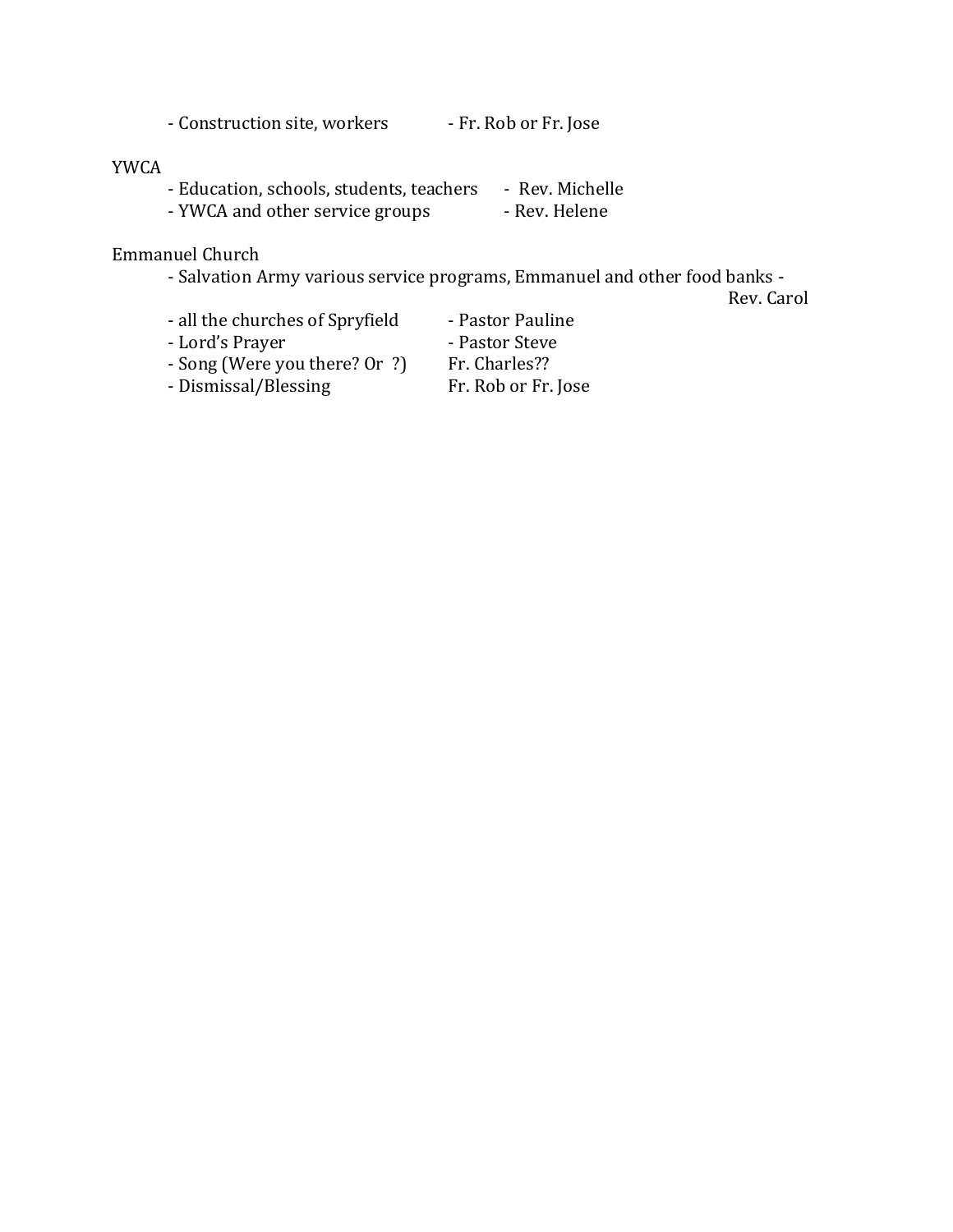- Construction site, workers - Fr. Rob or Fr. Jose

YWCA

- Education, schools, students, teachers - Rev. Michelle
- YWCA and other service groups - Rev. Helene

Emmanuel Church

- Salvation Army various service programs, Emmanuel and other food banks - Rev. Carol
- all the churches of Spryfield - Pastor Pauline
- Lord's Prayer - Pastor Steve
- Song (Were you there? Or ?) Fr. Charles??
- Dismissal/Blessing Fr. Rob or Fr. Jose